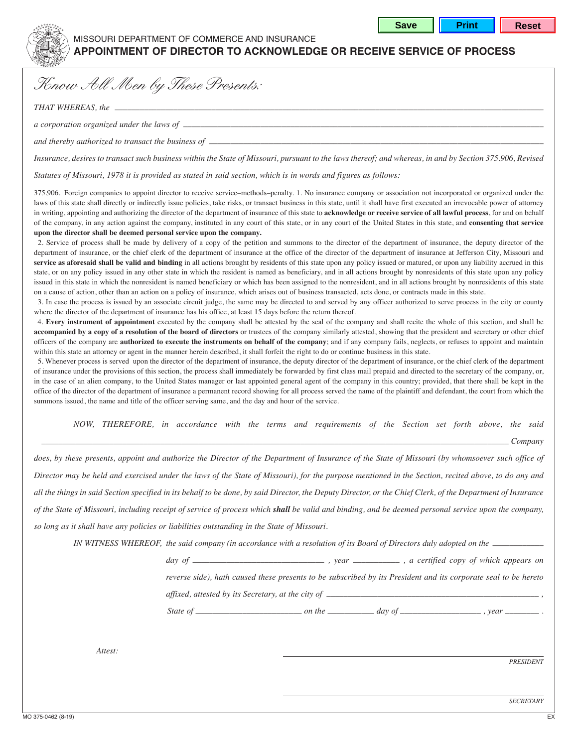MISSOURI DEPARTMENT OF COMMERCE AND INSURANCE

# APPOINTMENT OF DIRECTOR TO ACKNOWLEDGE OR RECEIVE SERVICE OF PROCESS

*Know All Men by These Presents:*

*THAT WHEREAS, the* ______________________________________________

*a corporation organized under the laws of* ______________________________________________

*and thereby authorized to transact the business of* ______________________________________________

*Insurance, desires to transact such business within the State of Missouri, pursuant to the laws thereof; and whereas, in and by Section 375.906, Revised Statutes of Missouri, 1978 it is provided as stated in said section, which is in words and figures as follows:*

375.906. Foreign companies to appoint director to receive service–methods–penalty. 1. No insurance company or association not incorporated or organized under the laws of this state shall directly or indirectly issue policies, take risks, or transact business in this state, until it shall have first executed an irrevocable power of attorney in writing, appointing and authorizing the director of the department of insurance of this state to **acknowledge or receive service of all lawful process**, for and on behalf of the company, in any action against the company, instituted in any court of this state, or in any court of the United States in this state, and **consenting that service upon the director shall be deemed personal service upon the company.**

2. Service of process shall be made by delivery of a copy of the petition and summons to the director of the department of insurance, the deputy director of the department of insurance, or the chief clerk of the department of insurance at the office of the director of the department of insurance at Jefferson City, Missouri and **service as aforesaid shall be valid and binding** in all actions brought by residents of this state upon any policy issued or matured, or upon any liability accrued in this state, or on any policy issued in any other state in which the resident is named as beneficiary, and in all actions brought by nonresidents of this state upon any policy issued in this state in which the nonresident is named beneficiary or which has been assigned to the nonresident, and in all actions brought by nonresidents of this state on a cause of action, other than an action on a policy of insurance, which arises out of business transacted, acts done, or contracts made in this state.

3. In case the process is issued by an associate circuit judge, the same may be directed to and served by any officer authorized to serve process in the city or county where the director of the department of insurance has his office, at least 15 days before the return thereof.

4. **Every instrument of appointment** executed by the company shall be attested by the seal of the company and shall recite the whole of this section, and shall be **accompanied by a copy of a resolution of the board of directors** or trustees of the company similarly attested, showing that the president and secretary or other chief officers of the company are **authorized to execute the instruments on behalf of the company**; and if any company fails, neglects, or refuses to appoint and maintain within this state an attorney or agent in the manner herein described, it shall forfeit the right to do or continue business in this state.

5. Whenever process is served upon the director of the department of insurance, the deputy director of the department of insurance, or the chief clerk of the department of insurance under the provisions of this section, the process shall immediately be forwarded by first class mail prepaid and directed to the secretary of the company, or, in the case of an alien company, to the United States manager or last appointed general agent of the company in this country; provided, that there shall be kept in the office of the director of the department of insurance a permanent record showing for all process served the name of the plaintiff and defendant, the court from which the summons issued, the name and title of the officer serving same, and the day and hour of the service.

*NOW, THEREFORE, in accordance with the terms and requirements of the Section set forth above, the said* ______________________________________________ *Company does, by these presents, appoint and authorize the Director of the Department of Insurance of the State of Missouri (by whomsoever such office of Director may be held and exercised under the laws of the State of Missouri), for the purpose mentioned in the Section, recited above, to do any and all the things in said Section specified in its behalf to be done, by said Director, the Deputy Director, or the Chief Clerk, of the Department of Insurance of the State of Missouri, including receipt of service of process which* ***shall*** *be valid and binding, and be deemed personal service upon the company, so long as it shall have any policies or liabilities outstanding in the State of Missouri.*

*IN WITNESS WHEREOF, the said company (in accordance with a resolution of its Board of Directors duly adopted on the* __________ *day of* ____________________ *, year* __________ *, a certified copy of which appears on reverse side), hath caused these presents to be subscribed by its President and its corporate seal to be hereto affixed, attested by its Secretary, at the city of* ______________________________ *, State of* ____________________ *on the* __________ *day of* ____________________ *, year* __________ *.*

*Attest:*

______________________________
*PRESIDENT*

______________________________
*SECRETARY*

MO 375-0462 (8-19) EX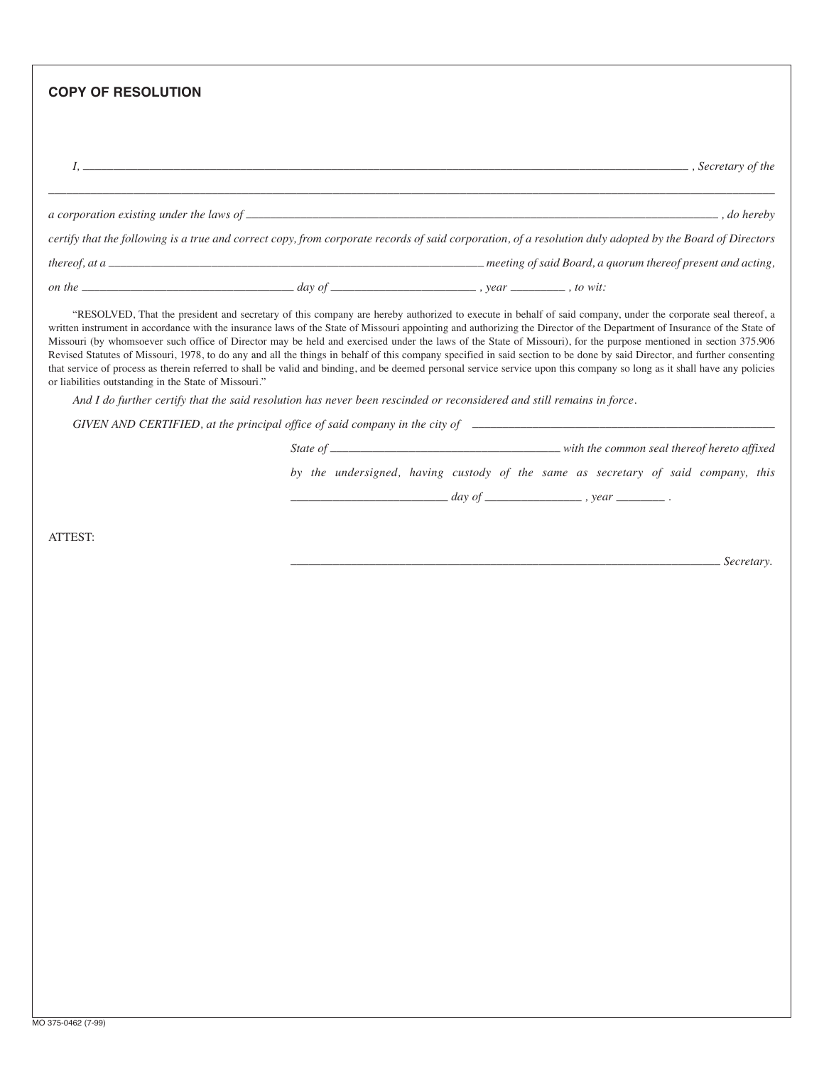## COPY OF RESOLUTION

*I,* \_\_\_\_\_\_\_\_\_\_\_\_\_\_\_\_\_\_\_\_\_\_\_\_\_\_\_\_\_\_\_\_\_\_\_\_\_\_\_\_\_\_\_\_\_\_\_\_\_\_\_\_\_\_\_\_\_\_\_\_ *, Secretary of the*

\_\_\_\_\_\_\_\_\_\_\_\_\_\_\_\_\_\_\_\_\_\_\_\_\_\_\_\_\_\_\_\_\_\_\_\_\_\_\_\_\_\_\_\_\_\_\_\_\_\_\_\_\_\_\_\_\_\_\_\_\_\_\_\_\_\_\_\_\_\_

*a corporation existing under the laws of* \_\_\_\_\_\_\_\_\_\_\_\_\_\_\_\_\_\_\_\_\_\_\_\_\_\_\_\_\_\_\_\_\_\_\_\_\_\_\_\_\_\_\_\_\_\_\_\_ *, do hereby certify that the following is a true and correct copy, from corporate records of said corporation, of a resolution duly adopted by the Board of Directors thereof, at a* \_\_\_\_\_\_\_\_\_\_\_\_\_\_\_\_\_\_\_\_\_\_\_\_\_\_\_\_\_\_\_\_\_\_\_\_\_\_\_\_ *meeting of said Board, a quorum thereof present and acting, on the* \_\_\_\_\_\_\_\_\_\_\_\_\_\_\_\_\_\_\_\_\_\_ *day of* \_\_\_\_\_\_\_\_\_\_\_\_\_\_\_\_ *, year* \_\_\_\_\_\_ *, to wit:*

"RESOLVED, That the president and secretary of this company are hereby authorized to execute in behalf of said company, under the corporate seal thereof, a written instrument in accordance with the insurance laws of the State of Missouri appointing and authorizing the Director of the Department of Insurance of the State of Missouri (by whomsoever such office of Director may be held and exercised under the laws of the State of Missouri), for the purpose mentioned in section 375.906 Revised Statutes of Missouri, 1978, to do any and all the things in behalf of this company specified in said section to be done by said Director, and further consenting that service of process as therein referred to shall be valid and binding, and be deemed personal service service upon this company so long as it shall have any policies or liabilities outstanding in the State of Missouri."

*And I do further certify that the said resolution has never been rescinded or reconsidered and still remains in force.*

*GIVEN AND CERTIFIED, at the principal office of said company in the city of* \_\_\_\_\_\_\_\_\_\_\_\_\_\_\_\_\_\_\_\_\_\_\_\_\_\_\_\_\_\_\_\_\_\_

*State of* \_\_\_\_\_\_\_\_\_\_\_\_\_\_\_\_\_\_\_\_\_\_\_\_\_\_ *with the common seal thereof hereto affixed by the undersigned, having custody of the same as secretary of said company, this* \_\_\_\_\_\_\_\_\_\_\_\_\_\_\_\_\_ *day of* \_\_\_\_\_\_\_\_\_\_\_ *, year* \_\_\_\_\_\_ *.*

ATTEST:

\_\_\_\_\_\_\_\_\_\_\_\_\_\_\_\_\_\_\_\_\_\_\_\_\_\_\_\_\_\_\_\_\_\_\_\_\_\_\_\_\_\_\_\_\_\_\_\_ *Secretary.*

MO 375-0462 (7-99)